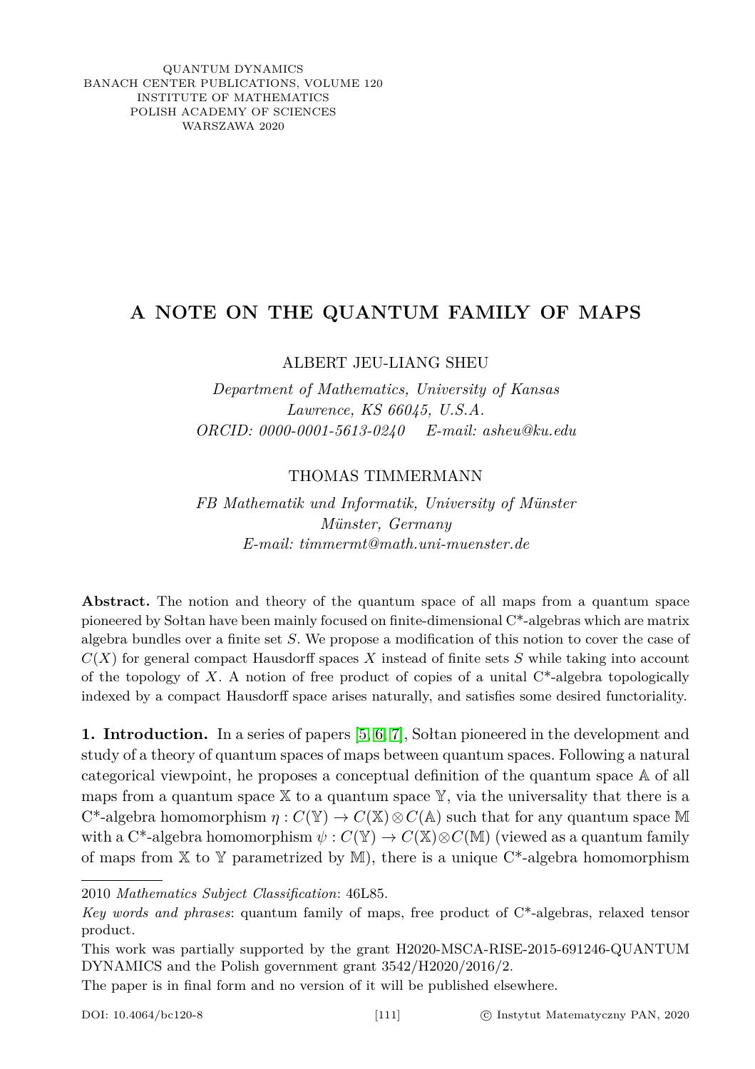QUANTUM DYNAMICS
BANACH CENTER PUBLICATIONS, VOLUME 120
INSTITUTE OF MATHEMATICS
POLISH ACADEMY OF SCIENCES
WARSZAWA 2020

# A NOTE ON THE QUANTUM FAMILY OF MAPS

ALBERT JEU-LIANG SHEU

*Department of Mathematics, University of Kansas*
*Lawrence, KS 66045, U.S.A.*
*ORCID: 0000-0001-5613-0240 E-mail: asheu@ku.edu*

THOMAS TIMMERMANN

*FB Mathematik und Informatik, University of Münster*
*Münster, Germany*
*E-mail: timmermt@math.uni-muenster.de*

**Abstract.** The notion and theory of the quantum space of all maps from a quantum space pioneered by Sołtan have been mainly focused on finite-dimensional C*-algebras which are matrix algebra bundles over a finite set $S$. We propose a modification of this notion to cover the case of $C(X)$ for general compact Hausdorff spaces $X$ instead of finite sets $S$ while taking into account of the topology of $X$. A notion of free product of copies of a unital C*-algebra topologically indexed by a compact Hausdorff space arises naturally, and satisfies some desired functoriality.

**1. Introduction.** In a series of papers [5, 6, 7], Sołtan pioneered in the development and study of a theory of quantum spaces of maps between quantum spaces. Following a natural categorical viewpoint, he proposes a conceptual definition of the quantum space $\mathbb{A}$ of all maps from a quantum space $\mathbb{X}$ to a quantum space $\mathbb{Y}$, via the universality that there is a C*-algebra homomorphism $\eta : C(\mathbb{Y}) \to C(\mathbb{X}) \otimes C(\mathbb{A})$ such that for any quantum space $\mathbb{M}$ with a C*-algebra homomorphism $\psi : C(\mathbb{Y}) \to C(\mathbb{X}) \otimes C(\mathbb{M})$ (viewed as a quantum family of maps from $\mathbb{X}$ to $\mathbb{Y}$ parametrized by $\mathbb{M}$), there is a unique C*-algebra homomorphism

---

2010 *Mathematics Subject Classification*: 46L85.

*Key words and phrases*: quantum family of maps, free product of C*-algebras, relaxed tensor product.

This work was partially supported by the grant H2020-MSCA-RISE-2015-691246-QUANTUM DYNAMICS and the Polish government grant 3542/H2020/2016/2.

The paper is in final form and no version of it will be published elsewhere.

DOI: 10.4064/bc120-8 © Instytut Matematyczny PAN, 2020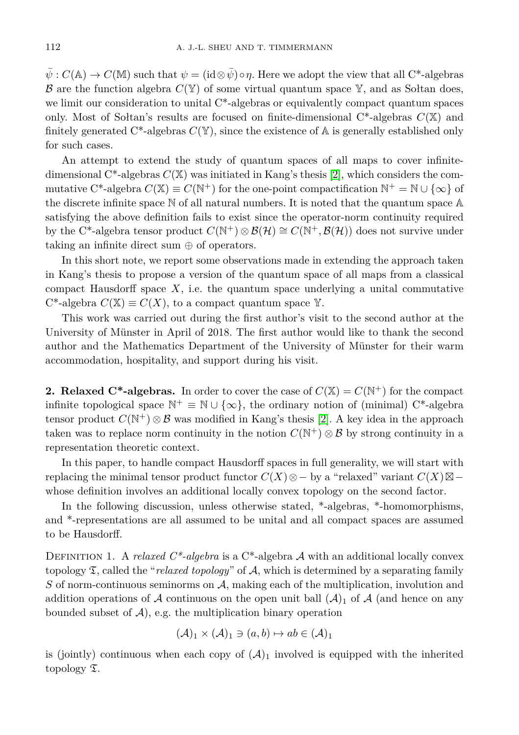$\bar{\psi} : C(\mathbb{A}) \to C(\mathbb{M})$ such that $\psi = (\mathrm{id} \otimes \bar{\psi}) \circ \eta$. Here we adopt the view that all C*-algebras $\mathcal{B}$ are the function algebra $C(\mathbb{Y})$ of some virtual quantum space $\mathbb{Y}$, and as Sołtan does, we limit our consideration to unital C*-algebras or equivalently compact quantum spaces only. Most of Sołtan's results are focused on finite-dimensional C*-algebras $C(\mathbb{X})$ and finitely generated C*-algebras $C(\mathbb{Y})$, since the existence of $\mathbb{A}$ is generally established only for such cases.

An attempt to extend the study of quantum spaces of all maps to cover infinite-dimensional C*-algebras $C(\mathbb{X})$ was initiated in Kang's thesis [2], which considers the commutative C*-algebra $C(\mathbb{X}) \equiv C(\mathbb{N}^+)$ for the one-point compactification $\mathbb{N}^+ = \mathbb{N} \cup \{\infty\}$ of the discrete infinite space $\mathbb{N}$ of all natural numbers. It is noted that the quantum space $\mathbb{A}$ satisfying the above definition fails to exist since the operator-norm continuity required by the C*-algebra tensor product $C(\mathbb{N}^+) \otimes \mathcal{B}(\mathcal{H}) \cong C(\mathbb{N}^+, \mathcal{B}(\mathcal{H}))$ does not survive under taking an infinite direct sum $\oplus$ of operators.

In this short note, we report some observations made in extending the approach taken in Kang's thesis to propose a version of the quantum space of all maps from a classical compact Hausdorff space $X$, i.e. the quantum space underlying a unital commutative C*-algebra $C(\mathbb{X}) \equiv C(X)$, to a compact quantum space $\mathbb{Y}$.

This work was carried out during the first author's visit to the second author at the University of Münster in April of 2018. The first author would like to thank the second author and the Mathematics Department of the University of Münster for their warm accommodation, hospitality, and support during his visit.

## 2. Relaxed C*-algebras.

In order to cover the case of $C(\mathbb{X}) = C(\mathbb{N}^+)$ for the compact infinite topological space $\mathbb{N}^+ \equiv \mathbb{N} \cup \{\infty\}$, the ordinary notion of (minimal) C*-algebra tensor product $C(\mathbb{N}^+) \otimes \mathcal{B}$ was modified in Kang's thesis [2]. A key idea in the approach taken was to replace norm continuity in the notion $C(\mathbb{N}^+) \otimes \mathcal{B}$ by strong continuity in a representation theoretic context.

In this paper, to handle compact Hausdorff spaces in full generality, we will start with replacing the minimal tensor product functor $C(X) \otimes -$ by a "relaxed" variant $C(X) \boxtimes -$ whose definition involves an additional locally convex topology on the second factor.

In the following discussion, unless otherwise stated, *-algebras, *-homomorphisms, and *-representations are all assumed to be unital and all compact spaces are assumed to be Hausdorff.

Definition 1. A *relaxed C\*-algebra* is a C*-algebra $\mathcal{A}$ with an additional locally convex topology $\mathfrak{T}$, called the "*relaxed topology*" of $\mathcal{A}$, which is determined by a separating family $S$ of norm-continuous seminorms on $\mathcal{A}$, making each of the multiplication, involution and addition operations of $\mathcal{A}$ continuous on the open unit ball $(\mathcal{A})_1$ of $\mathcal{A}$ (and hence on any bounded subset of $\mathcal{A}$), e.g. the multiplication binary operation

$$(\mathcal{A})_1 \times (\mathcal{A})_1 \ni (a, b) \mapsto ab \in (\mathcal{A})_1$$

is (jointly) continuous when each copy of $(\mathcal{A})_1$ involved is equipped with the inherited topology $\mathfrak{T}$.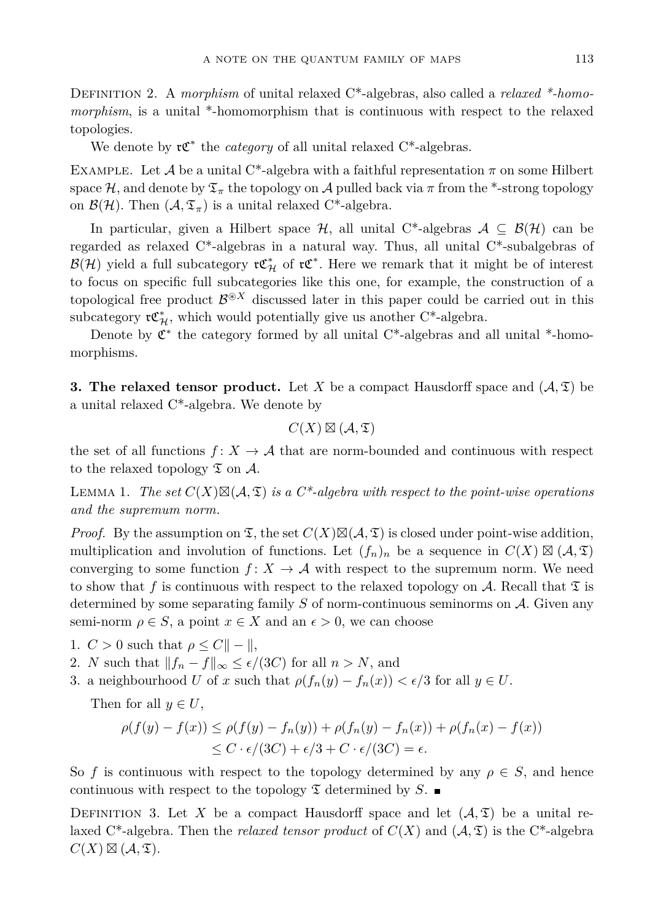Definition 2. A *morphism* of unital relaxed C*-algebras, also called a *relaxed \*-homomorphism*, is a unital \*-homomorphism that is continuous with respect to the relaxed topologies.

We denote by $\mathfrak{rC}^*$ the *category* of all unital relaxed C*-algebras.

Example. Let $\mathcal{A}$ be a unital C*-algebra with a faithful representation $\pi$ on some Hilbert space $\mathcal{H}$, and denote by $\mathfrak{T}_\pi$ the topology on $\mathcal{A}$ pulled back via $\pi$ from the \*-strong topology on $\mathcal{B}(\mathcal{H})$. Then $(\mathcal{A}, \mathfrak{T}_\pi)$ is a unital relaxed C*-algebra.

In particular, given a Hilbert space $\mathcal{H}$, all unital C*-algebras $\mathcal{A} \subseteq \mathcal{B}(\mathcal{H})$ can be regarded as relaxed C*-algebras in a natural way. Thus, all unital C*-subalgebras of $\mathcal{B}(\mathcal{H})$ yield a full subcategory $\mathfrak{rC}^*_{\mathcal{H}}$ of $\mathfrak{rC}^*$. Here we remark that it might be of interest to focus on specific full subcategories like this one, for example, the construction of a topological free product $\mathcal{B}^{\circledast X}$ discussed later in this paper could be carried out in this subcategory $\mathfrak{rC}^*_{\mathcal{H}}$, which would potentially give us another C*-algebra.

Denote by $\mathfrak{C}^*$ the category formed by all unital C*-algebras and all unital \*-homomorphisms.

**3. The relaxed tensor product.** Let $X$ be a compact Hausdorff space and $(\mathcal{A}, \mathfrak{T})$ be a unital relaxed C*-algebra. We denote by

$$C(X) \boxtimes (\mathcal{A}, \mathfrak{T})$$

the set of all functions $f\colon X \to \mathcal{A}$ that are norm-bounded and continuous with respect to the relaxed topology $\mathfrak{T}$ on $\mathcal{A}$.

Lemma 1. *The set $C(X) \boxtimes (\mathcal{A}, \mathfrak{T})$ is a C\*-algebra with respect to the point-wise operations and the supremum norm.*

*Proof.* By the assumption on $\mathfrak{T}$, the set $C(X) \boxtimes (\mathcal{A}, \mathfrak{T})$ is closed under point-wise addition, multiplication and involution of functions. Let $(f_n)_n$ be a sequence in $C(X) \boxtimes (\mathcal{A}, \mathfrak{T})$ converging to some function $f\colon X \to \mathcal{A}$ with respect to the supremum norm. We need to show that $f$ is continuous with respect to the relaxed topology on $\mathcal{A}$. Recall that $\mathfrak{T}$ is determined by some separating family $S$ of norm-continuous seminorms on $\mathcal{A}$. Given any semi-norm $\rho \in S$, a point $x \in X$ and an $\epsilon > 0$, we can choose

1. $C > 0$ such that $\rho \leq C\| - \|$,
2. $N$ such that $\|f_n - f\|_\infty \leq \epsilon/(3C)$ for all $n > N$, and
3. a neighbourhood $U$ of $x$ such that $\rho(f_n(y) - f_n(x)) < \epsilon/3$ for all $y \in U$.

Then for all $y \in U$,

$$\begin{aligned}\rho(f(y) - f(x)) &\leq \rho(f(y) - f_n(y)) + \rho(f_n(y) - f_n(x)) + \rho(f_n(x) - f(x)) \\ &\leq C \cdot \epsilon/(3C) + \epsilon/3 + C \cdot \epsilon/(3C) = \epsilon.\end{aligned}$$

So $f$ is continuous with respect to the topology determined by any $\rho \in S$, and hence continuous with respect to the topology $\mathfrak{T}$ determined by $S$. ∎

Definition 3. Let $X$ be a compact Hausdorff space and let $(\mathcal{A}, \mathfrak{T})$ be a unital relaxed C*-algebra. Then the *relaxed tensor product* of $C(X)$ and $(\mathcal{A}, \mathfrak{T})$ is the C*-algebra $C(X) \boxtimes (\mathcal{A}, \mathfrak{T})$.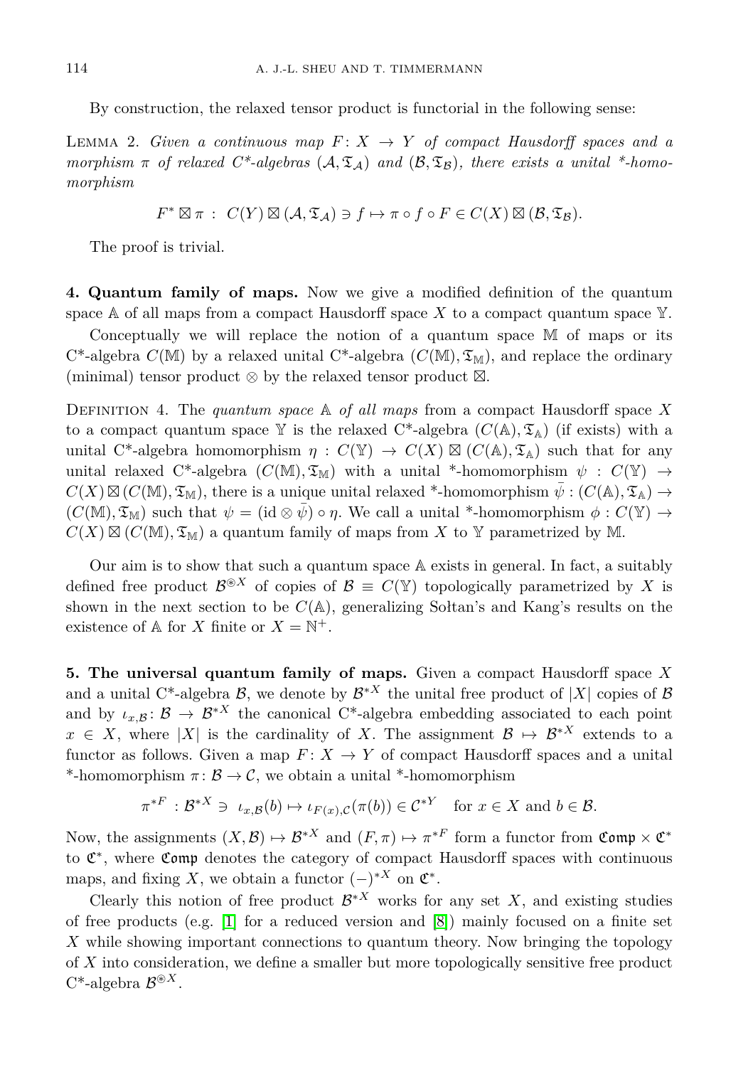By construction, the relaxed tensor product is functorial in the following sense:

Lemma 2. *Given a continuous map $F\colon X \to Y$ of compact Hausdorff spaces and a morphism $\pi$ of relaxed C\*-algebras $(\mathcal{A}, \mathfrak{T}_{\mathcal{A}})$ and $(\mathcal{B}, \mathfrak{T}_{\mathcal{B}})$, there exists a unital \*-homomorphism*

$$F^* \boxtimes \pi \ : \ C(Y) \boxtimes (\mathcal{A}, \mathfrak{T}_{\mathcal{A}}) \ni f \mapsto \pi \circ f \circ F \in C(X) \boxtimes (\mathcal{B}, \mathfrak{T}_{\mathcal{B}}).$$

The proof is trivial.

**4. Quantum family of maps.** Now we give a modified definition of the quantum space $\mathbb{A}$ of all maps from a compact Hausdorff space $X$ to a compact quantum space $\mathbb{Y}$.

Conceptually we will replace the notion of a quantum space $\mathbb{M}$ of maps or its C\*-algebra $C(\mathbb{M})$ by a relaxed unital C\*-algebra $(C(\mathbb{M}), \mathfrak{T}_{\mathbb{M}})$, and replace the ordinary (minimal) tensor product $\otimes$ by the relaxed tensor product $\boxtimes$.

Definition 4. The *quantum space* $\mathbb{A}$ *of all maps* from a compact Hausdorff space $X$ to a compact quantum space $\mathbb{Y}$ is the relaxed C\*-algebra $(C(\mathbb{A}), \mathfrak{T}_{\mathbb{A}})$ (if exists) with a unital C\*-algebra homomorphism $\eta : C(\mathbb{Y}) \to C(X) \boxtimes (C(\mathbb{A}), \mathfrak{T}_{\mathbb{A}})$ such that for any unital relaxed C\*-algebra $(C(\mathbb{M}), \mathfrak{T}_{\mathbb{M}})$ with a unital \*-homomorphism $\psi : C(\mathbb{Y}) \to C(X) \boxtimes (C(\mathbb{M}), \mathfrak{T}_{\mathbb{M}})$, there is a unique unital relaxed \*-homomorphism $\bar{\psi} : (C(\mathbb{A}), \mathfrak{T}_{\mathbb{A}}) \to (C(\mathbb{M}), \mathfrak{T}_{\mathbb{M}})$ such that $\psi = (\mathrm{id} \otimes \bar{\psi}) \circ \eta$. We call a unital \*-homomorphism $\phi : C(\mathbb{Y}) \to C(X) \boxtimes (C(\mathbb{M}), \mathfrak{T}_{\mathbb{M}})$ a quantum family of maps from $X$ to $\mathbb{Y}$ parametrized by $\mathbb{M}$.

Our aim is to show that such a quantum space $\mathbb{A}$ exists in general. In fact, a suitably defined free product $\mathcal{B}^{\circledast X}$ of copies of $\mathcal{B} \equiv C(\mathbb{Y})$ topologically parametrized by $X$ is shown in the next section to be $C(\mathbb{A})$, generalizing Sołtan's and Kang's results on the existence of $\mathbb{A}$ for $X$ finite or $X = \mathbb{N}^+$.

**5. The universal quantum family of maps.** Given a compact Hausdorff space $X$ and a unital C\*-algebra $\mathcal{B}$, we denote by $\mathcal{B}^{*X}$ the unital free product of $|X|$ copies of $\mathcal{B}$ and by $\iota_{x,\mathcal{B}}\colon \mathcal{B} \to \mathcal{B}^{*X}$ the canonical C\*-algebra embedding associated to each point $x \in X$, where $|X|$ is the cardinality of $X$. The assignment $\mathcal{B} \mapsto \mathcal{B}^{*X}$ extends to a functor as follows. Given a map $F\colon X \to Y$ of compact Hausdorff spaces and a unital \*-homomorphism $\pi\colon \mathcal{B} \to \mathcal{C}$, we obtain a unital \*-homomorphism

$$\pi^{*F} : \mathcal{B}^{*X} \ni \ \iota_{x,\mathcal{B}}(b) \mapsto \iota_{F(x),\mathcal{C}}(\pi(b)) \in \mathcal{C}^{*Y} \quad \text{for } x \in X \text{ and } b \in \mathcal{B}.$$

Now, the assignments $(X, \mathcal{B}) \mapsto \mathcal{B}^{*X}$ and $(F, \pi) \mapsto \pi^{*F}$ form a functor from $\mathfrak{Comp} \times \mathfrak{C}^*$ to $\mathfrak{C}^*$, where $\mathfrak{Comp}$ denotes the category of compact Hausdorff spaces with continuous maps, and fixing $X$, we obtain a functor $(-)^{*X}$ on $\mathfrak{C}^*$.

Clearly this notion of free product $\mathcal{B}^{*X}$ works for any set $X$, and existing studies of free products (e.g. [1] for a reduced version and [8]) mainly focused on a finite set $X$ while showing important connections to quantum theory. Now bringing the topology of $X$ into consideration, we define a smaller but more topologically sensitive free product C\*-algebra $\mathcal{B}^{\circledast X}$.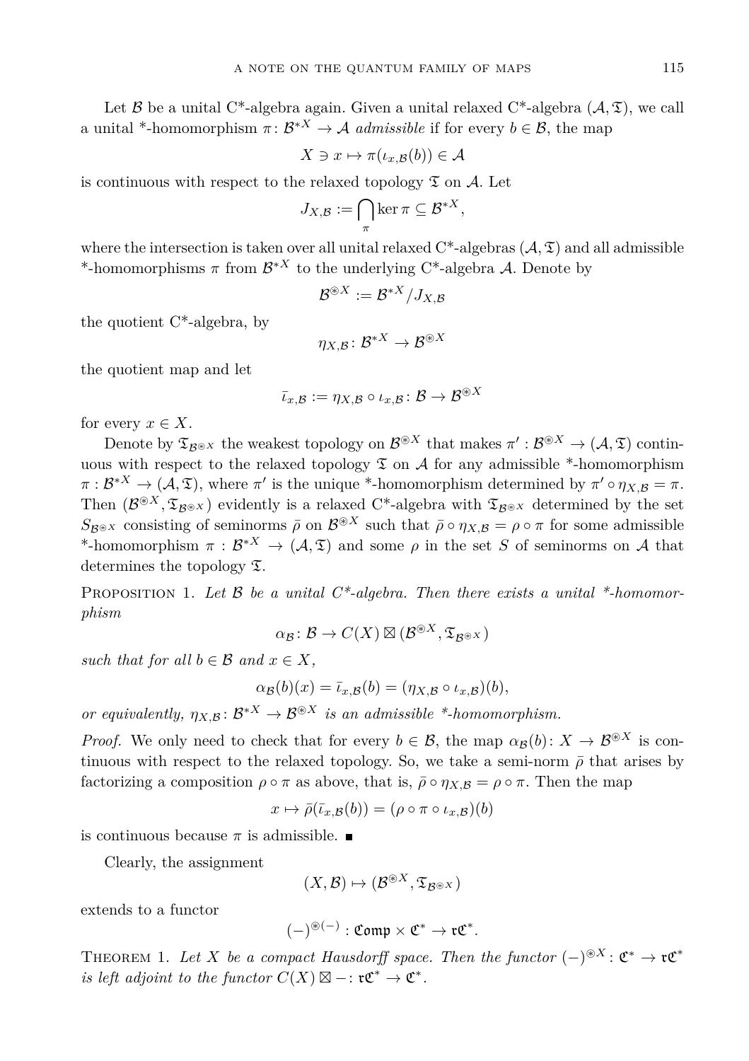Let $\mathcal{B}$ be a unital C*-algebra again. Given a unital relaxed C*-algebra $(\mathcal{A}, \mathfrak{T})$, we call a unital *-homomorphism $\pi\colon \mathcal{B}^{*X} \to \mathcal{A}$ *admissible* if for every $b \in \mathcal{B}$, the map

$$X \ni x \mapsto \pi(\iota_{x,\mathcal{B}}(b)) \in \mathcal{A}$$

is continuous with respect to the relaxed topology $\mathfrak{T}$ on $\mathcal{A}$. Let

$$J_{X,\mathcal{B}} := \bigcap_{\pi} \ker \pi \subseteq \mathcal{B}^{*X},$$

where the intersection is taken over all unital relaxed C*-algebras $(\mathcal{A}, \mathfrak{T})$ and all admissible *-homomorphisms $\pi$ from $\mathcal{B}^{*X}$ to the underlying C*-algebra $\mathcal{A}$. Denote by

$$\mathcal{B}^{\circledast X} := \mathcal{B}^{*X}/J_{X,\mathcal{B}}$$

the quotient C*-algebra, by

$$\eta_{X,\mathcal{B}}\colon \mathcal{B}^{*X} \to \mathcal{B}^{\circledast X}$$

the quotient map and let

$$\bar{\iota}_{x,\mathcal{B}} := \eta_{X,\mathcal{B}} \circ \iota_{x,\mathcal{B}}\colon \mathcal{B} \to \mathcal{B}^{\circledast X}$$

for every $x \in X$.

Denote by $\mathfrak{T}_{\mathcal{B}^{\circledast X}}$ the weakest topology on $\mathcal{B}^{\circledast X}$ that makes $\pi' : \mathcal{B}^{\circledast X} \to (\mathcal{A}, \mathfrak{T})$ continuous with respect to the relaxed topology $\mathfrak{T}$ on $\mathcal{A}$ for any admissible *-homomorphism $\pi : \mathcal{B}^{*X} \to (\mathcal{A}, \mathfrak{T})$, where $\pi'$ is the unique *-homomorphism determined by $\pi' \circ \eta_{X,\mathcal{B}} = \pi$. Then $(\mathcal{B}^{\circledast X}, \mathfrak{T}_{\mathcal{B}^{\circledast X}})$ evidently is a relaxed C*-algebra with $\mathfrak{T}_{\mathcal{B}^{\circledast X}}$ determined by the set $S_{\mathcal{B}^{\circledast X}}$ consisting of seminorms $\bar{\rho}$ on $\mathcal{B}^{\circledast X}$ such that $\bar{\rho} \circ \eta_{X,\mathcal{B}} = \rho \circ \pi$ for some admissible *-homomorphism $\pi : \mathcal{B}^{*X} \to (\mathcal{A}, \mathfrak{T})$ and some $\rho$ in the set $S$ of seminorms on $\mathcal{A}$ that determines the topology $\mathfrak{T}$.

Proposition 1. *Let $\mathcal{B}$ be a unital C*-algebra. Then there exists a unital *-homomorphism*

$$\alpha_{\mathcal{B}}\colon \mathcal{B} \to C(X) \boxtimes (\mathcal{B}^{\circledast X}, \mathfrak{T}_{\mathcal{B}^{\circledast X}})$$

*such that for all $b \in \mathcal{B}$ and $x \in X$,*

$$\alpha_{\mathcal{B}}(b)(x) = \bar{\iota}_{x,\mathcal{B}}(b) = (\eta_{X,\mathcal{B}} \circ \iota_{x,\mathcal{B}})(b),$$

*or equivalently, $\eta_{X,\mathcal{B}}\colon \mathcal{B}^{*X} \to \mathcal{B}^{\circledast X}$ is an admissible *-homomorphism.*

*Proof.* We only need to check that for every $b \in \mathcal{B}$, the map $\alpha_{\mathcal{B}}(b)\colon X \to \mathcal{B}^{\circledast X}$ is continuous with respect to the relaxed topology. So, we take a semi-norm $\bar{\rho}$ that arises by factorizing a composition $\rho \circ \pi$ as above, that is, $\bar{\rho} \circ \eta_{X,\mathcal{B}} = \rho \circ \pi$. Then the map

$$x \mapsto \bar{\rho}(\bar{\iota}_{x,\mathcal{B}}(b)) = (\rho \circ \pi \circ \iota_{x,\mathcal{B}})(b)$$

is continuous because $\pi$ is admissible. ∎

Clearly, the assignment

$$(X, \mathcal{B}) \mapsto (\mathcal{B}^{\circledast X}, \mathfrak{T}_{\mathcal{B}^{\circledast X}})$$

extends to a functor

$$(-)^{\circledast(-)} : \mathfrak{Comp} \times \mathfrak{C}^* \to \mathfrak{rC}^*.$$

Theorem 1. *Let $X$ be a compact Hausdorff space. Then the functor $(-)^{\circledast X}\colon \mathfrak{C}^* \to \mathfrak{rC}^*$ is left adjoint to the functor $C(X) \boxtimes -\colon \mathfrak{rC}^* \to \mathfrak{C}^*$.*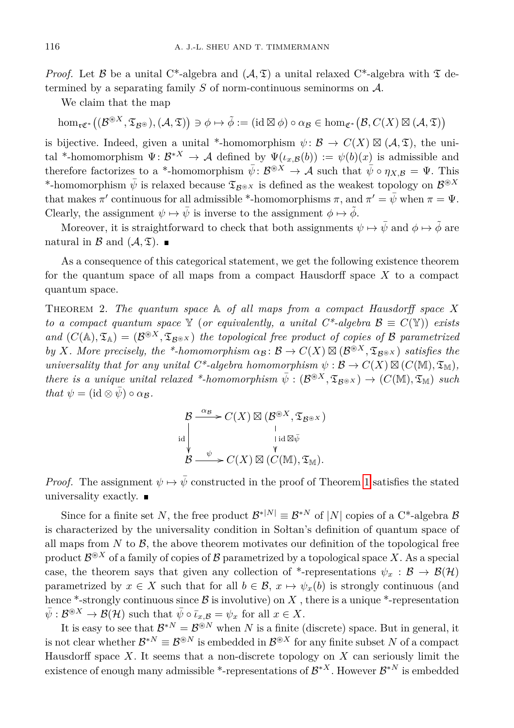*Proof.* Let $\mathcal{B}$ be a unital C*-algebra and $(\mathcal{A}, \mathfrak{T})$ a unital relaxed C*-algebra with $\mathfrak{T}$ determined by a separating family $S$ of norm-continuous seminorms on $\mathcal{A}$.

We claim that the map

$$\hom_{\mathfrak{rC}^*}\big((\mathcal{B}^{\circledast X}, \mathfrak{T}_{\mathcal{B}^{\circledast}}), (\mathcal{A}, \mathfrak{T})\big) \ni \phi \mapsto \tilde{\phi} := (\mathrm{id} \boxtimes \phi) \circ \alpha_{\mathcal{B}} \in \hom_{\mathfrak{C}^*}\big(\mathcal{B}, C(X) \boxtimes (\mathcal{A}, \mathfrak{T})\big)$$

is bijective. Indeed, given a unital *-homomorphism $\psi\colon \mathcal{B} \to C(X) \boxtimes (\mathcal{A}, \mathfrak{T})$, the unital *-homomorphism $\Psi\colon \mathcal{B}^{*X} \to \mathcal{A}$ defined by $\Psi(\iota_{x,\mathcal{B}}(b)) := \psi(b)(x)$ is admissible and therefore factorizes to a *-homomorphism $\bar{\psi}\colon \mathcal{B}^{\circledast X} \to \mathcal{A}$ such that $\bar{\psi} \circ \eta_{X,\mathcal{B}} = \Psi$. This *-homomorphism $\bar{\psi}$ is relaxed because $\mathfrak{T}_{\mathcal{B}^{\circledast X}}$ is defined as the weakest topology on $\mathcal{B}^{\circledast X}$ that makes $\pi'$ continuous for all admissible *-homomorphisms $\pi$, and $\pi' = \bar{\psi}$ when $\pi = \Psi$. Clearly, the assignment $\psi \mapsto \bar{\psi}$ is inverse to the assignment $\phi \mapsto \tilde{\phi}$.

Moreover, it is straightforward to check that both assignments $\psi \mapsto \bar{\psi}$ and $\phi \mapsto \tilde{\phi}$ are natural in $\mathcal{B}$ and $(\mathcal{A}, \mathfrak{T})$. ∎

As a consequence of this categorical statement, we get the following existence theorem for the quantum space of all maps from a compact Hausdorff space $X$ to a compact quantum space.

Theorem 2. *The quantum space $\mathbb{A}$ of all maps from a compact Hausdorff space $X$ to a compact quantum space $\mathbb{Y}$ (or equivalently, a unital C\*-algebra $\mathcal{B} \equiv C(\mathbb{Y})$) exists and $(C(\mathbb{A}), \mathfrak{T}_{\mathbb{A}}) = (\mathcal{B}^{\circledast X}, \mathfrak{T}_{\mathcal{B}^{\circledast X}})$ the topological free product of copies of $\mathcal{B}$ parametrized by $X$. More precisely, the \*-homomorphism $\alpha_{\mathcal{B}}\colon \mathcal{B} \to C(X) \boxtimes (\mathcal{B}^{\circledast X}, \mathfrak{T}_{\mathcal{B}^{\circledast X}})$ satisfies the universality that for any unital C\*-algebra homomorphism $\psi : \mathcal{B} \to C(X) \boxtimes (C(\mathbb{M}), \mathfrak{T}_{\mathbb{M}})$, there is a unique unital relaxed \*-homomorphism $\bar{\psi} : (\mathcal{B}^{\circledast X}, \mathfrak{T}_{\mathcal{B}^{\circledast X}}) \to (C(\mathbb{M}), \mathfrak{T}_{\mathbb{M}})$ such that $\psi = (\mathrm{id} \otimes \bar{\psi}) \circ \alpha_{\mathcal{B}}$.*

$$\begin{array}{ccc}
\mathcal{B} & \xrightarrow{\alpha_{\mathcal{B}}} & C(X) \boxtimes (\mathcal{B}^{\circledast X}, \mathfrak{T}_{\mathcal{B}^{\circledast X}}) \\
{\scriptstyle \mathrm{id}}\downarrow & & \downarrow{\scriptstyle \mathrm{id} \boxtimes \bar{\psi}} \\
\mathcal{B} & \xrightarrow{\psi} & C(X) \boxtimes (C(\mathbb{M}), \mathfrak{T}_{\mathbb{M}}).
\end{array}$$

*Proof.* The assignment $\psi \mapsto \bar{\psi}$ constructed in the proof of Theorem 1 satisfies the stated universality exactly. ∎

Since for a finite set $N$, the free product $\mathcal{B}^{*|N|} \equiv \mathcal{B}^{*N}$ of $|N|$ copies of a C*-algebra $\mathcal{B}$ is characterized by the universality condition in Sołtan's definition of quantum space of all maps from $N$ to $\mathcal{B}$, the above theorem motivates our definition of the topological free product $\mathcal{B}^{\circledast X}$ of a family of copies of $\mathcal{B}$ parametrized by a topological space $X$. As a special case, the theorem says that given any collection of *-representations $\psi_x : \mathcal{B} \to \mathcal{B}(\mathcal{H})$ parametrized by $x \in X$ such that for all $b \in \mathcal{B}$, $x \mapsto \psi_x(b)$ is strongly continuous (and hence *-strongly continuous since $\mathcal{B}$ is involutive) on $X$ , there is a unique *-representation $\bar{\psi} : \mathcal{B}^{\circledast X} \to \mathcal{B}(\mathcal{H})$ such that $\bar{\psi} \circ \bar{\iota}_{x,\mathcal{B}} = \psi_x$ for all $x \in X$.

It is easy to see that $\mathcal{B}^{*N} = \mathcal{B}^{\circledast N}$ when $N$ is a finite (discrete) space. But in general, it is not clear whether $\mathcal{B}^{*N} \equiv \mathcal{B}^{\circledast N}$ is embedded in $\mathcal{B}^{\circledast X}$ for any finite subset $N$ of a compact Hausdorff space $X$. It seems that a non-discrete topology on $X$ can seriously limit the existence of enough many admissible *-representations of $\mathcal{B}^{*X}$. However $\mathcal{B}^{*N}$ is embedded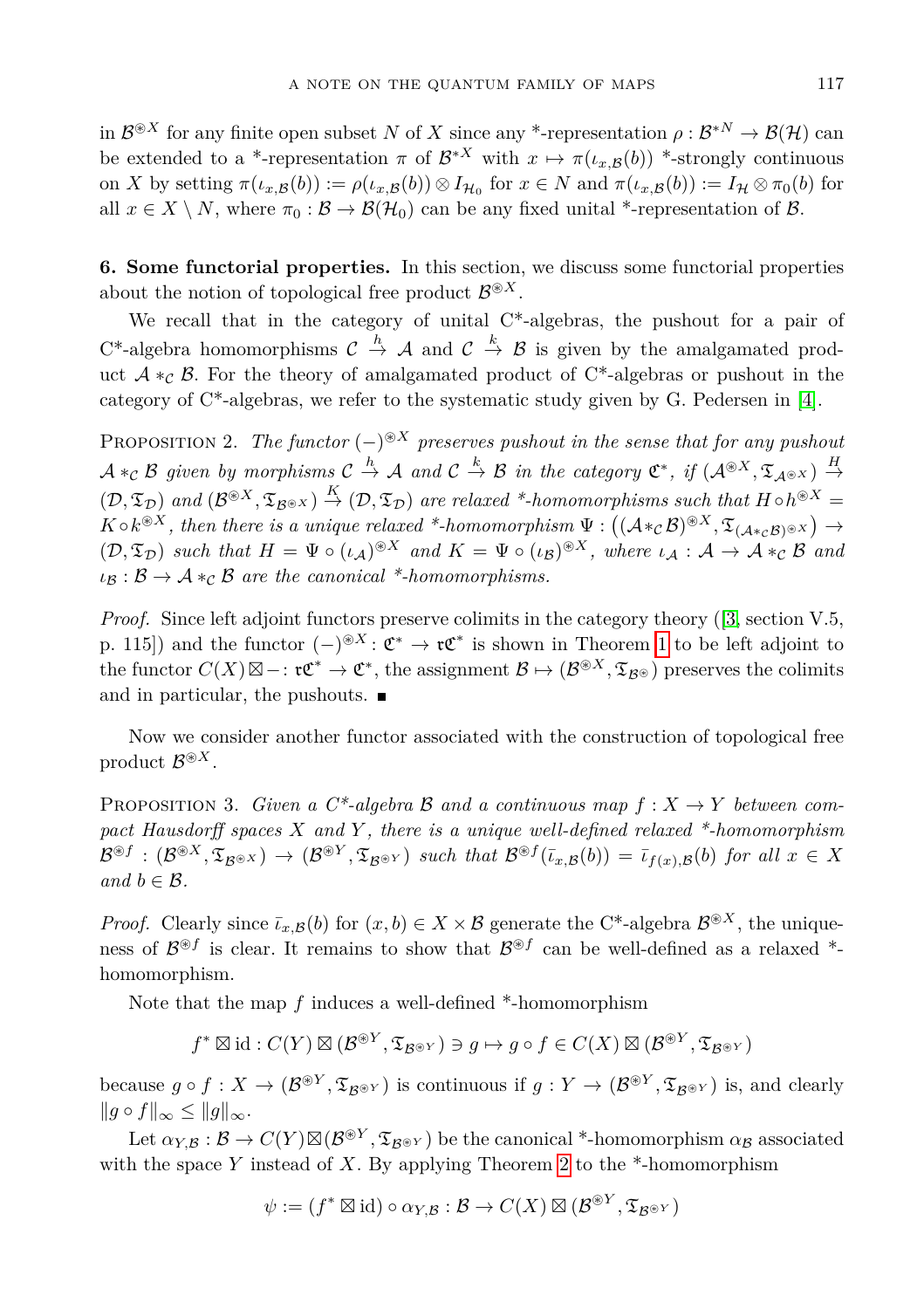in $\mathcal{B}^{\circledast X}$ for any finite open subset $N$ of $X$ since any *-representation $\rho : \mathcal{B}^{*N} \to \mathcal{B}(\mathcal{H})$ can be extended to a *-representation $\pi$ of $\mathcal{B}^{*X}$ with $x \mapsto \pi(\iota_{x,\mathcal{B}}(b))$ *-strongly continuous on $X$ by setting $\pi(\iota_{x,\mathcal{B}}(b)) := \rho(\iota_{x,\mathcal{B}}(b)) \otimes I_{\mathcal{H}_0}$ for $x \in N$ and $\pi(\iota_{x,\mathcal{B}}(b)) := I_{\mathcal{H}} \otimes \pi_0(b)$ for all $x \in X \setminus N$, where $\pi_0 : \mathcal{B} \to \mathcal{B}(\mathcal{H}_0)$ can be any fixed unital *-representation of $\mathcal{B}$.

**6. Some functorial properties.** In this section, we discuss some functorial properties about the notion of topological free product $\mathcal{B}^{\circledast X}$.

We recall that in the category of unital C*-algebras, the pushout for a pair of C*-algebra homomorphisms $\mathcal{C} \xrightarrow{h} \mathcal{A}$ and $\mathcal{C} \xrightarrow{k} \mathcal{B}$ is given by the amalgamated product $\mathcal{A} *_{\mathcal{C}} \mathcal{B}$. For the theory of amalgamated product of C*-algebras or pushout in the category of C*-algebras, we refer to the systematic study given by G. Pedersen in [4].

Proposition 2. *The functor $(-)^{\circledast X}$ preserves pushout in the sense that for any pushout $\mathcal{A} *_{\mathcal{C}} \mathcal{B}$ given by morphisms $\mathcal{C} \xrightarrow{h} \mathcal{A}$ and $\mathcal{C} \xrightarrow{k} \mathcal{B}$ in the category $\mathfrak{C}^*$, if $(\mathcal{A}^{\circledast X}, \mathfrak{T}_{\mathcal{A}^{\circledast X}}) \xrightarrow{H} (\mathcal{D}, \mathfrak{T}_{\mathcal{D}})$ and $(\mathcal{B}^{\circledast X}, \mathfrak{T}_{\mathcal{B}^{\circledast X}}) \xrightarrow{K} (\mathcal{D}, \mathfrak{T}_{\mathcal{D}})$ are relaxed *-homomorphisms such that $H \circ h^{\circledast X} = K \circ k^{\circledast X}$, then there is a unique relaxed *-homomorphism $\Psi : \big((\mathcal{A} *_{\mathcal{C}} \mathcal{B})^{\circledast X}, \mathfrak{T}_{(\mathcal{A} *_{\mathcal{C}} \mathcal{B})^{\circledast X}}\big) \to (\mathcal{D}, \mathfrak{T}_{\mathcal{D}})$ such that $H = \Psi \circ (\iota_{\mathcal{A}})^{\circledast X}$ and $K = \Psi \circ (\iota_{\mathcal{B}})^{\circledast X}$, where $\iota_{\mathcal{A}} : \mathcal{A} \to \mathcal{A} *_{\mathcal{C}} \mathcal{B}$ and $\iota_{\mathcal{B}} : \mathcal{B} \to \mathcal{A} *_{\mathcal{C}} \mathcal{B}$ are the canonical *-homomorphisms.*

*Proof.* Since left adjoint functors preserve colimits in the category theory ([3, section V.5, p. 115]) and the functor $(-)^{\circledast X} : \mathfrak{C}^* \to \mathfrak{r}\mathfrak{C}^*$ is shown in Theorem 1 to be left adjoint to the functor $C(X) \boxtimes - : \mathfrak{r}\mathfrak{C}^* \to \mathfrak{C}^*$, the assignment $\mathcal{B} \mapsto (\mathcal{B}^{\circledast X}, \mathfrak{T}_{\mathcal{B}^{\circledast}})$ preserves the colimits and in particular, the pushouts. ∎

Now we consider another functor associated with the construction of topological free product $\mathcal{B}^{\circledast X}$.

Proposition 3. *Given a C*-algebra $\mathcal{B}$ and a continuous map $f : X \to Y$ between compact Hausdorff spaces $X$ and $Y$, there is a unique well-defined relaxed *-homomorphism $\mathcal{B}^{\circledast f} : (\mathcal{B}^{\circledast X}, \mathfrak{T}_{\mathcal{B}^{\circledast X}}) \to (\mathcal{B}^{\circledast Y}, \mathfrak{T}_{\mathcal{B}^{\circledast Y}})$ such that $\mathcal{B}^{\circledast f}(\bar{\iota}_{x,\mathcal{B}}(b)) = \bar{\iota}_{f(x),\mathcal{B}}(b)$ for all $x \in X$ and $b \in \mathcal{B}$.*

*Proof.* Clearly since $\bar{\iota}_{x,\mathcal{B}}(b)$ for $(x, b) \in X \times \mathcal{B}$ generate the C*-algebra $\mathcal{B}^{\circledast X}$, the uniqueness of $\mathcal{B}^{\circledast f}$ is clear. It remains to show that $\mathcal{B}^{\circledast f}$ can be well-defined as a relaxed *-homomorphism.

Note that the map $f$ induces a well-defined *-homomorphism

$$f^* \boxtimes \mathrm{id} : C(Y) \boxtimes (\mathcal{B}^{\circledast Y}, \mathfrak{T}_{\mathcal{B}^{\circledast Y}}) \ni g \mapsto g \circ f \in C(X) \boxtimes (\mathcal{B}^{\circledast Y}, \mathfrak{T}_{\mathcal{B}^{\circledast Y}})$$

because $g \circ f : X \to (\mathcal{B}^{\circledast Y}, \mathfrak{T}_{\mathcal{B}^{\circledast Y}})$ is continuous if $g : Y \to (\mathcal{B}^{\circledast Y}, \mathfrak{T}_{\mathcal{B}^{\circledast Y}})$ is, and clearly $\|g \circ f\|_\infty \le \|g\|_\infty$.

Let $\alpha_{Y,\mathcal{B}} : \mathcal{B} \to C(Y) \boxtimes (\mathcal{B}^{\circledast Y}, \mathfrak{T}_{\mathcal{B}^{\circledast Y}})$ be the canonical *-homomorphism $\alpha_{\mathcal{B}}$ associated with the space $Y$ instead of $X$. By applying Theorem 2 to the *-homomorphism

$$\psi := (f^* \boxtimes \mathrm{id}) \circ \alpha_{Y,\mathcal{B}} : \mathcal{B} \to C(X) \boxtimes (\mathcal{B}^{\circledast Y}, \mathfrak{T}_{\mathcal{B}^{\circledast Y}})$$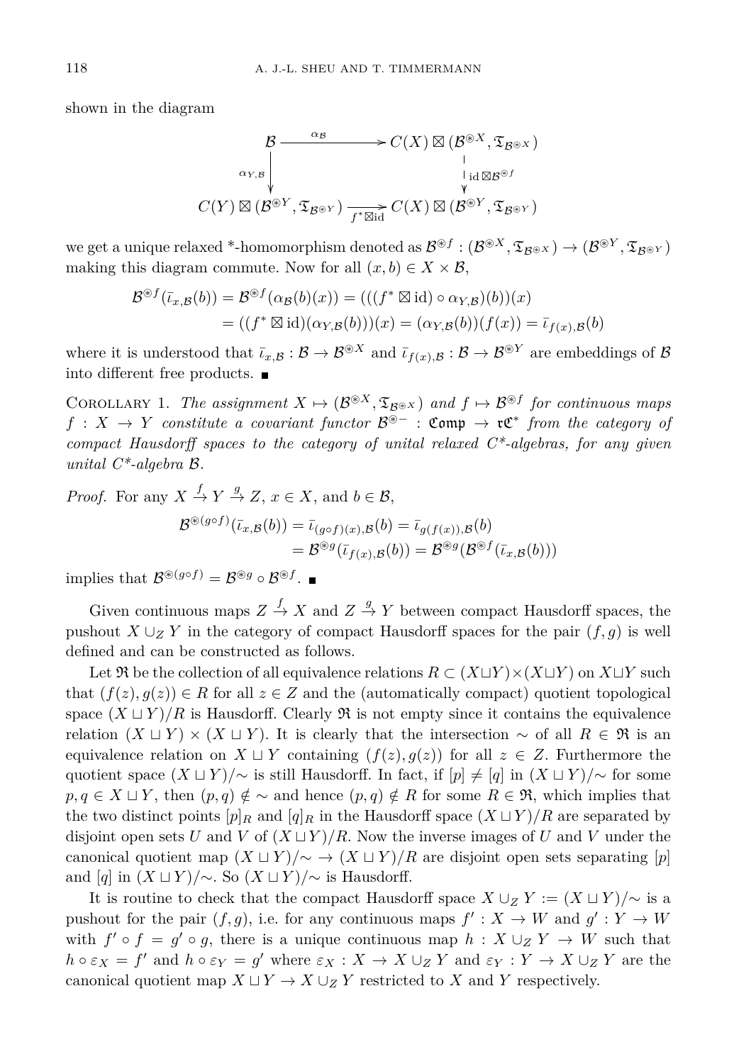shown in the diagram

$$
\begin{array}{ccc}
\mathcal{B} & \xrightarrow{\alpha_{\mathcal{B}}} & C(X) \boxtimes (\mathcal{B}^{\circledast X}, \mathfrak{T}_{\mathcal{B}^{\circledast X}}) \\
\Big\downarrow{\scriptstyle \alpha_{Y,\mathcal{B}}} & & \Big\downarrow{\scriptstyle \mathrm{id} \boxtimes \mathcal{B}^{\circledast f}} \\
C(Y) \boxtimes (\mathcal{B}^{\circledast Y}, \mathfrak{T}_{\mathcal{B}^{\circledast Y}}) & \xrightarrow[f^* \boxtimes \mathrm{id}]{} & C(X) \boxtimes (\mathcal{B}^{\circledast Y}, \mathfrak{T}_{\mathcal{B}^{\circledast Y}})
\end{array}
$$

we get a unique relaxed \*-homomorphism denoted as $\mathcal{B}^{\circledast f} : (\mathcal{B}^{\circledast X}, \mathfrak{T}_{\mathcal{B}^{\circledast X}}) \to (\mathcal{B}^{\circledast Y}, \mathfrak{T}_{\mathcal{B}^{\circledast Y}})$ making this diagram commute. Now for all $(x, b) \in X \times \mathcal{B}$,

$$
\begin{aligned}
\mathcal{B}^{\circledast f}(\bar{\iota}_{x,\mathcal{B}}(b)) &= \mathcal{B}^{\circledast f}(\alpha_{\mathcal{B}}(b)(x)) = (((f^* \boxtimes \mathrm{id}) \circ \alpha_{Y,\mathcal{B}})(b))(x) \\
&= ((f^* \boxtimes \mathrm{id})(\alpha_{Y,\mathcal{B}}(b)))(x) = (\alpha_{Y,\mathcal{B}}(b))(f(x)) = \bar{\iota}_{f(x),\mathcal{B}}(b)
\end{aligned}
$$

where it is understood that $\bar{\iota}_{x,\mathcal{B}} : \mathcal{B} \to \mathcal{B}^{\circledast X}$ and $\bar{\iota}_{f(x),\mathcal{B}} : \mathcal{B} \to \mathcal{B}^{\circledast Y}$ are embeddings of $\mathcal{B}$ into different free products. ∎

Corollary 1. *The assignment $X \mapsto (\mathcal{B}^{\circledast X}, \mathfrak{T}_{\mathcal{B}^{\circledast X}})$ and $f \mapsto \mathcal{B}^{\circledast f}$ for continuous maps $f : X \to Y$ constitute a covariant functor $\mathcal{B}^{\circledast -} : \mathfrak{Comp} \to \mathfrak{rC}^*$ from the category of compact Hausdorff spaces to the category of unital relaxed C\*-algebras, for any given unital C\*-algebra $\mathcal{B}$.*

*Proof.* For any $X \xrightarrow{f} Y \xrightarrow{g} Z$, $x \in X$, and $b \in \mathcal{B}$,

$$
\begin{aligned}
\mathcal{B}^{\circledast (g\circ f)}(\bar{\iota}_{x,\mathcal{B}}(b)) &= \bar{\iota}_{(g\circ f)(x),\mathcal{B}}(b) = \bar{\iota}_{g(f(x)),\mathcal{B}}(b) \\
&= \mathcal{B}^{\circledast g}(\bar{\iota}_{f(x),\mathcal{B}}(b)) = \mathcal{B}^{\circledast g}(\mathcal{B}^{\circledast f}(\bar{\iota}_{x,\mathcal{B}}(b)))
\end{aligned}
$$

implies that $\mathcal{B}^{\circledast (g\circ f)} = \mathcal{B}^{\circledast g} \circ \mathcal{B}^{\circledast f}$. ∎

Given continuous maps $Z \xrightarrow{f} X$ and $Z \xrightarrow{g} Y$ between compact Hausdorff spaces, the pushout $X \cup_Z Y$ in the category of compact Hausdorff spaces for the pair $(f, g)$ is well defined and can be constructed as follows.

Let $\mathfrak{R}$ be the collection of all equivalence relations $R \subset (X \sqcup Y) \times (X \sqcup Y)$ on $X \sqcup Y$ such that $(f(z), g(z)) \in R$ for all $z \in Z$ and the (automatically compact) quotient topological space $(X \sqcup Y)/R$ is Hausdorff. Clearly $\mathfrak{R}$ is not empty since it contains the equivalence relation $(X \sqcup Y) \times (X \sqcup Y)$. It is clearly that the intersection $\sim$ of all $R \in \mathfrak{R}$ is an equivalence relation on $X \sqcup Y$ containing $(f(z), g(z))$ for all $z \in Z$. Furthermore the quotient space $(X \sqcup Y)/{\sim}$ is still Hausdorff. In fact, if $[p] \neq [q]$ in $(X \sqcup Y)/{\sim}$ for some $p, q \in X \sqcup Y$, then $(p, q) \notin {\sim}$ and hence $(p, q) \notin R$ for some $R \in \mathfrak{R}$, which implies that the two distinct points $[p]_R$ and $[q]_R$ in the Hausdorff space $(X \sqcup Y)/R$ are separated by disjoint open sets $U$ and $V$ of $(X \sqcup Y)/R$. Now the inverse images of $U$ and $V$ under the canonical quotient map $(X \sqcup Y)/{\sim} \to (X \sqcup Y)/R$ are disjoint open sets separating $[p]$ and $[q]$ in $(X \sqcup Y)/{\sim}$. So $(X \sqcup Y)/{\sim}$ is Hausdorff.

It is routine to check that the compact Hausdorff space $X \cup_Z Y := (X \sqcup Y)/{\sim}$ is a pushout for the pair $(f, g)$, i.e. for any continuous maps $f' : X \to W$ and $g' : Y \to W$ with $f' \circ f = g' \circ g$, there is a unique continuous map $h : X \cup_Z Y \to W$ such that $h \circ \varepsilon_X = f'$ and $h \circ \varepsilon_Y = g'$ where $\varepsilon_X : X \to X \cup_Z Y$ and $\varepsilon_Y : Y \to X \cup_Z Y$ are the canonical quotient map $X \sqcup Y \to X \cup_Z Y$ restricted to $X$ and $Y$ respectively.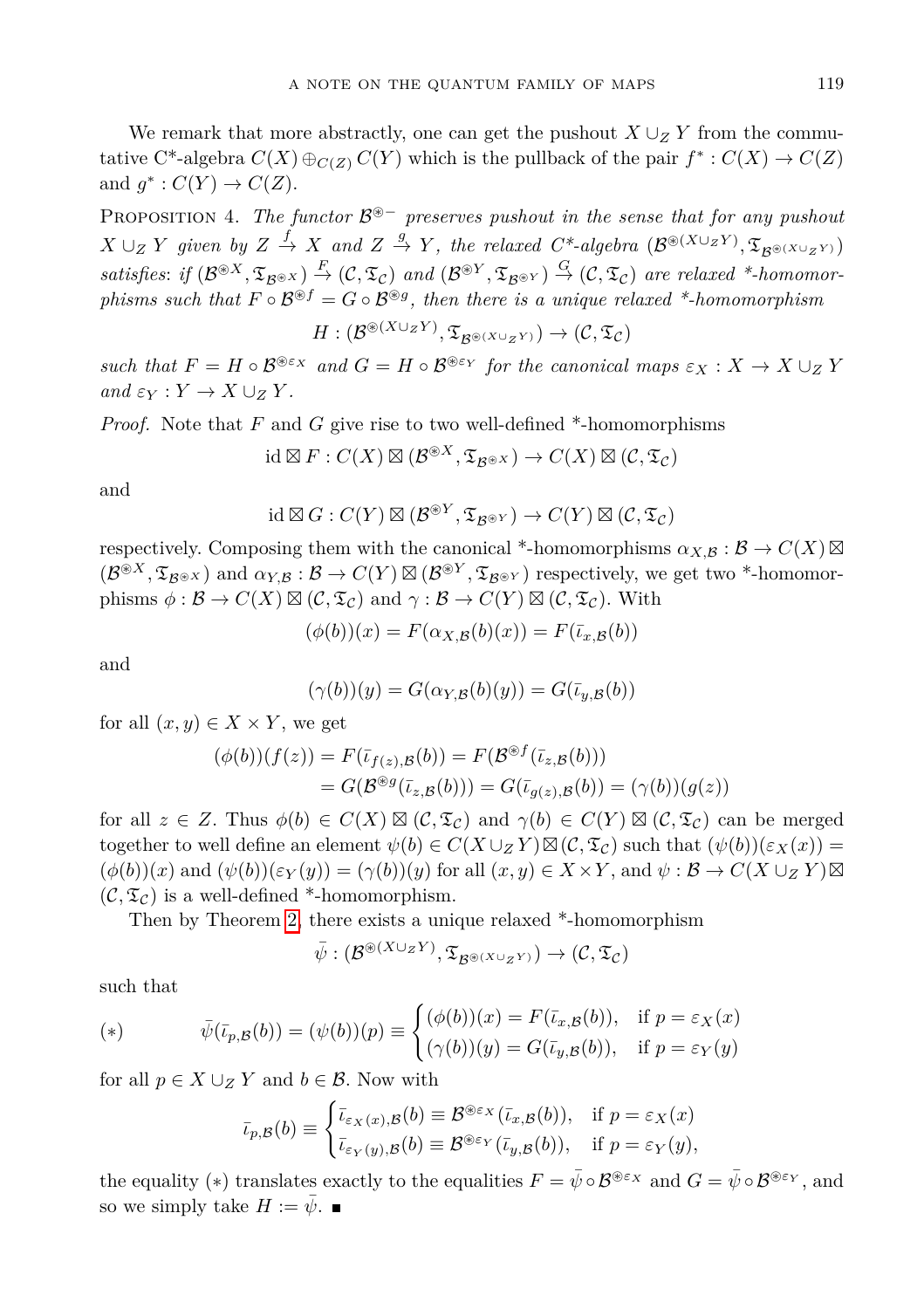We remark that more abstractly, one can get the pushout $X \cup_Z Y$ from the commutative C*-algebra $C(X) \oplus_{C(Z)} C(Y)$ which is the pullback of the pair $f^* : C(X) \to C(Z)$ and $g^* : C(Y) \to C(Z)$.

Proposition 4. *The functor $\mathcal{B}^{\circledast -}$ preserves pushout in the sense that for any pushout $X \cup_Z Y$ given by $Z \xrightarrow{f} X$ and $Z \xrightarrow{g} Y$, the relaxed C\*-algebra $(\mathcal{B}^{\circledast (X \cup_Z Y)}, \mathfrak{T}_{\mathcal{B}^{\circledast (X \cup_Z Y)}})$ satisfies: if $(\mathcal{B}^{\circledast X}, \mathfrak{T}_{\mathcal{B}^{\circledast X}}) \xrightarrow{F} (\mathcal{C}, \mathfrak{T}_{\mathcal{C}})$ and $(\mathcal{B}^{\circledast Y}, \mathfrak{T}_{\mathcal{B}^{\circledast Y}}) \xrightarrow{G} (\mathcal{C}, \mathfrak{T}_{\mathcal{C}})$ are relaxed \*-homomorphisms such that $F \circ \mathcal{B}^{\circledast f} = G \circ \mathcal{B}^{\circledast g}$, then there is a unique relaxed \*-homomorphism*

$$H : (\mathcal{B}^{\circledast (X \cup_Z Y)}, \mathfrak{T}_{\mathcal{B}^{\circledast (X \cup_Z Y)}}) \to (\mathcal{C}, \mathfrak{T}_{\mathcal{C}})$$

*such that $F = H \circ \mathcal{B}^{\circledast \varepsilon_X}$ and $G = H \circ \mathcal{B}^{\circledast \varepsilon_Y}$ for the canonical maps $\varepsilon_X : X \to X \cup_Z Y$ and $\varepsilon_Y : Y \to X \cup_Z Y$.*

*Proof.* Note that $F$ and $G$ give rise to two well-defined \*-homomorphisms

$$\mathrm{id} \boxtimes F : C(X) \boxtimes (\mathcal{B}^{\circledast X}, \mathfrak{T}_{\mathcal{B}^{\circledast X}}) \to C(X) \boxtimes (\mathcal{C}, \mathfrak{T}_{\mathcal{C}})$$

and

$$\mathrm{id} \boxtimes G : C(Y) \boxtimes (\mathcal{B}^{\circledast Y}, \mathfrak{T}_{\mathcal{B}^{\circledast Y}}) \to C(Y) \boxtimes (\mathcal{C}, \mathfrak{T}_{\mathcal{C}})$$

respectively. Composing them with the canonical \*-homomorphisms $\alpha_{X,\mathcal{B}} : \mathcal{B} \to C(X) \boxtimes (\mathcal{B}^{\circledast X}, \mathfrak{T}_{\mathcal{B}^{\circledast X}})$ and $\alpha_{Y,\mathcal{B}} : \mathcal{B} \to C(Y) \boxtimes (\mathcal{B}^{\circledast Y}, \mathfrak{T}_{\mathcal{B}^{\circledast Y}})$ respectively, we get two \*-homomorphisms $\phi : \mathcal{B} \to C(X) \boxtimes (\mathcal{C}, \mathfrak{T}_{\mathcal{C}})$ and $\gamma : \mathcal{B} \to C(Y) \boxtimes (\mathcal{C}, \mathfrak{T}_{\mathcal{C}})$. With

$$(\phi(b))(x) = F(\alpha_{X,\mathcal{B}}(b)(x)) = F(\bar{\iota}_{x,\mathcal{B}}(b))$$

and

$$(\gamma(b))(y) = G(\alpha_{Y,\mathcal{B}}(b)(y)) = G(\bar{\iota}_{y,\mathcal{B}}(b))$$

for all $(x, y) \in X \times Y$, we get

$$\begin{aligned}(\phi(b))(f(z)) &= F(\bar{\iota}_{f(z),\mathcal{B}}(b)) = F(\mathcal{B}^{\circledast f}(\bar{\iota}_{z,\mathcal{B}}(b))) \\ &= G(\mathcal{B}^{\circledast g}(\bar{\iota}_{z,\mathcal{B}}(b))) = G(\bar{\iota}_{g(z),\mathcal{B}}(b)) = (\gamma(b))(g(z))\end{aligned}$$

for all $z \in Z$. Thus $\phi(b) \in C(X) \boxtimes (\mathcal{C}, \mathfrak{T}_{\mathcal{C}})$ and $\gamma(b) \in C(Y) \boxtimes (\mathcal{C}, \mathfrak{T}_{\mathcal{C}})$ can be merged together to well define an element $\psi(b) \in C(X \cup_Z Y) \boxtimes (\mathcal{C}, \mathfrak{T}_{\mathcal{C}})$ such that $(\psi(b))(\varepsilon_X(x)) = (\phi(b))(x)$ and $(\psi(b))(\varepsilon_Y(y)) = (\gamma(b))(y)$ for all $(x, y) \in X \times Y$, and $\psi : \mathcal{B} \to C(X \cup_Z Y) \boxtimes (\mathcal{C}, \mathfrak{T}_{\mathcal{C}})$ is a well-defined \*-homomorphism.

Then by Theorem 2, there exists a unique relaxed \*-homomorphism

$$\bar{\psi} : (\mathcal{B}^{\circledast (X \cup_Z Y)}, \mathfrak{T}_{\mathcal{B}^{\circledast (X \cup_Z Y)}}) \to (\mathcal{C}, \mathfrak{T}_{\mathcal{C}})$$

such that

$$(*) \qquad \bar{\psi}(\bar{\iota}_{p,\mathcal{B}}(b)) = (\psi(b))(p) \equiv \begin{cases} (\phi(b))(x) = F(\bar{\iota}_{x,\mathcal{B}}(b)), & \text{if } p = \varepsilon_X(x) \\ (\gamma(b))(y) = G(\bar{\iota}_{y,\mathcal{B}}(b)), & \text{if } p = \varepsilon_Y(y) \end{cases}$$

for all $p \in X \cup_Z Y$ and $b \in \mathcal{B}$. Now with

$$\bar{\iota}_{p,\mathcal{B}}(b) \equiv \begin{cases} \bar{\iota}_{\varepsilon_X(x),\mathcal{B}}(b) \equiv \mathcal{B}^{\circledast \varepsilon_X}(\bar{\iota}_{x,\mathcal{B}}(b)), & \text{if } p = \varepsilon_X(x) \\ \bar{\iota}_{\varepsilon_Y(y),\mathcal{B}}(b) \equiv \mathcal{B}^{\circledast \varepsilon_Y}(\bar{\iota}_{y,\mathcal{B}}(b)), & \text{if } p = \varepsilon_Y(y), \end{cases}$$

the equality $(*)$ translates exactly to the equalities $F = \bar{\psi} \circ \mathcal{B}^{\circledast \varepsilon_X}$ and $G = \bar{\psi} \circ \mathcal{B}^{\circledast \varepsilon_Y}$, and so we simply take $H := \bar{\psi}$. ∎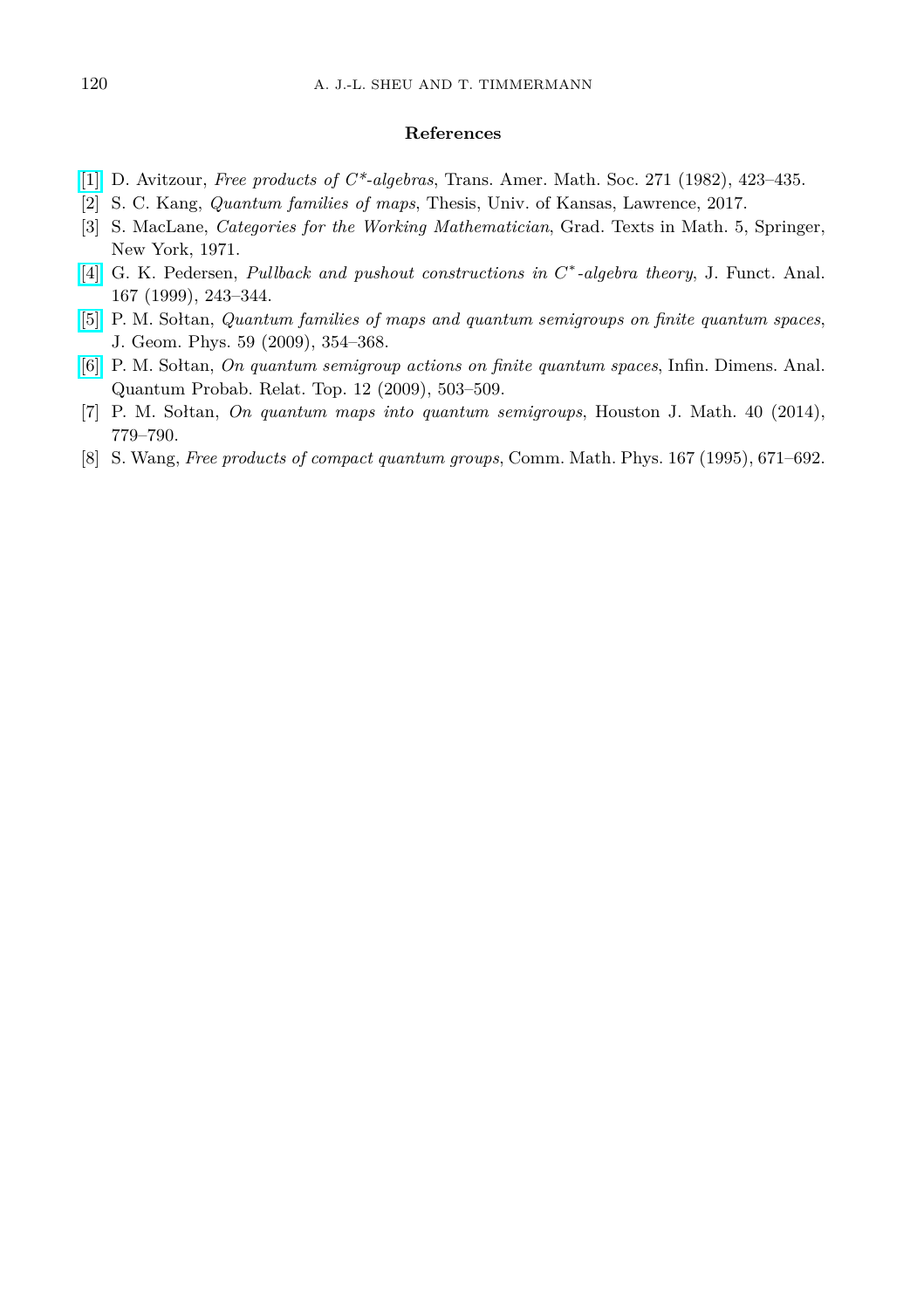## References

[1] D. Avitzour, *Free products of C\*-algebras*, Trans. Amer. Math. Soc. 271 (1982), 423–435.

[2] S. C. Kang, *Quantum families of maps*, Thesis, Univ. of Kansas, Lawrence, 2017.

[3] S. MacLane, *Categories for the Working Mathematician*, Grad. Texts in Math. 5, Springer, New York, 1971.

[4] G. K. Pedersen, *Pullback and pushout constructions in $C^*$-algebra theory*, J. Funct. Anal. 167 (1999), 243–344.

[5] P. M. Sołtan, *Quantum families of maps and quantum semigroups on finite quantum spaces*, J. Geom. Phys. 59 (2009), 354–368.

[6] P. M. Sołtan, *On quantum semigroup actions on finite quantum spaces*, Infin. Dimens. Anal. Quantum Probab. Relat. Top. 12 (2009), 503–509.

[7] P. M. Sołtan, *On quantum maps into quantum semigroups*, Houston J. Math. 40 (2014), 779–790.

[8] S. Wang, *Free products of compact quantum groups*, Comm. Math. Phys. 167 (1995), 671–692.